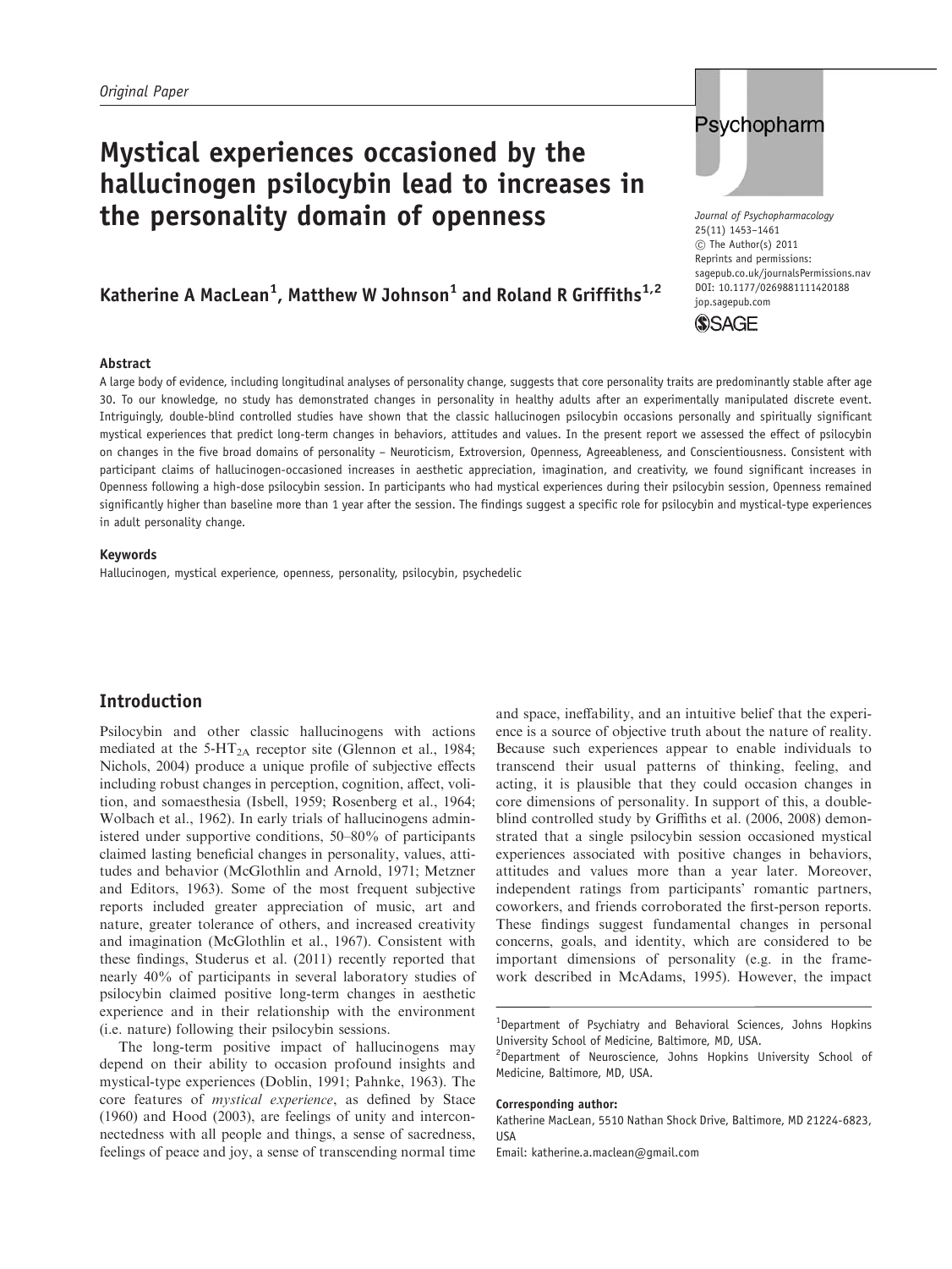*Original Paper*

# Mystical experiences occasioned by the hallucinogen psilocybin lead to increases in the personality domain of openness

**Katherine A MacLean[1], Matthew W Johnson[1] and Roland R Griffiths[1,2]**

Journal of Psychopharmacology
25(11) 1453–1461
© The Author(s) 2011
Reprints and permissions: sagepub.co.uk/journalsPermissions.nav
DOI: 10.1177/0269881111420188
jop.sagepub.com

### Abstract

A large body of evidence, including longitudinal analyses of personality change, suggests that core personality traits are predominantly stable after age 30. To our knowledge, no study has demonstrated changes in personality in healthy adults after an experimentally manipulated discrete event. Intriguingly, double-blind controlled studies have shown that the classic hallucinogen psilocybin occasions personally and spiritually significant mystical experiences that predict long-term changes in behaviors, attitudes and values. In the present report we assessed the effect of psilocybin on changes in the five broad domains of personality – Neuroticism, Extroversion, Openness, Agreeableness, and Conscientiousness. Consistent with participant claims of hallucinogen-occasioned increases in aesthetic appreciation, imagination, and creativity, we found significant increases in Openness following a high-dose psilocybin session. In participants who had mystical experiences during their psilocybin session, Openness remained significantly higher than baseline more than 1 year after the session. The findings suggest a specific role for psilocybin and mystical-type experiences in adult personality change.

### Keywords

Hallucinogen, mystical experience, openness, personality, psilocybin, psychedelic

## Introduction

Psilocybin and other classic hallucinogens with actions mediated at the $5\text{-HT}_{2A}$ receptor site (Glennon et al., 1984; Nichols, 2004) produce a unique profile of subjective effects including robust changes in perception, cognition, affect, volition, and somaesthesia (Isbell, 1959; Rosenberg et al., 1964; Wolbach et al., 1962). In early trials of hallucinogens administered under supportive conditions, 50–80% of participants claimed lasting beneficial changes in personality, values, attitudes and behavior (McGlothlin and Arnold, 1971; Metzner and Editors, 1963). Some of the most frequent subjective reports included greater appreciation of music, art and nature, greater tolerance of others, and increased creativity and imagination (McGlothlin et al., 1967). Consistent with these findings, Studerus et al. (2011) recently reported that nearly 40% of participants in several laboratory studies of psilocybin claimed positive long-term changes in aesthetic experience and in their relationship with the environment (i.e. nature) following their psilocybin sessions.

The long-term positive impact of hallucinogens may depend on their ability to occasion profound insights and mystical-type experiences (Doblin, 1991; Pahnke, 1963). The core features of *mystical experience*, as defined by Stace (1960) and Hood (2003), are feelings of unity and interconnectedness with all people and things, a sense of sacredness, feelings of peace and joy, a sense of transcending normal time and space, ineffability, and an intuitive belief that the experience is a source of objective truth about the nature of reality. Because such experiences appear to enable individuals to transcend their usual patterns of thinking, feeling, and acting, it is plausible that they could occasion changes in core dimensions of personality. In support of this, a double-blind controlled study by Griffiths et al. (2006, 2008) demonstrated that a single psilocybin session occasioned mystical experiences associated with positive changes in behaviors, attitudes and values more than a year later. Moreover, independent ratings from participants' romantic partners, coworkers, and friends corroborated the first-person reports. These findings suggest fundamental changes in personal concerns, goals, and identity, which are considered to be important dimensions of personality (e.g. in the framework described in McAdams, 1995). However, the impact

---

[1]Department of Psychiatry and Behavioral Sciences, Johns Hopkins University School of Medicine, Baltimore, MD, USA.
[2]Department of Neuroscience, Johns Hopkins University School of Medicine, Baltimore, MD, USA.

**Corresponding author:**
Katherine MacLean, 5510 Nathan Shock Drive, Baltimore, MD 21224-6823, USA
Email: katherine.a.maclean@gmail.com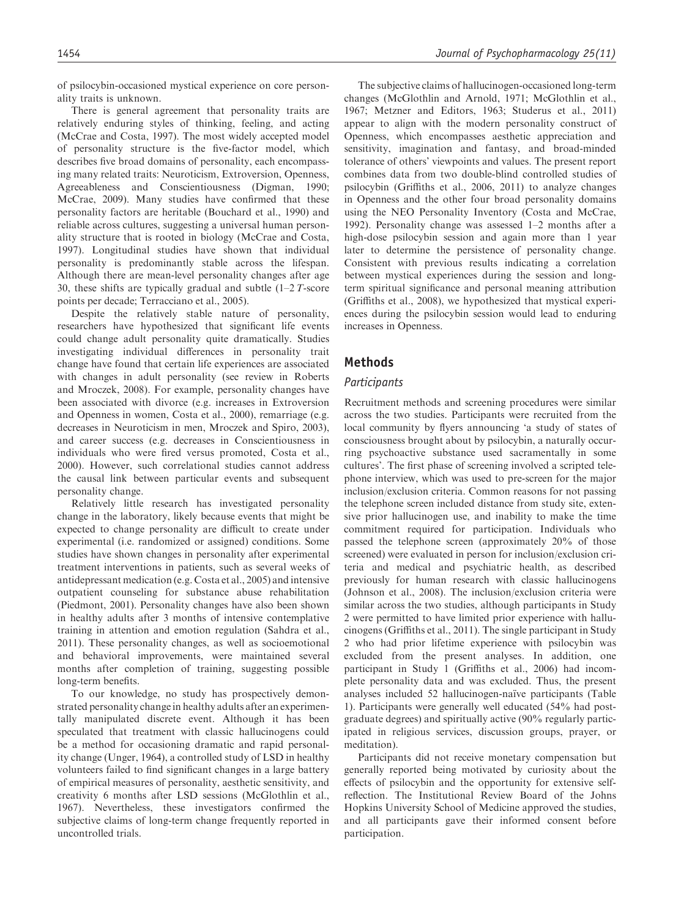of psilocybin-occasioned mystical experience on core personality traits is unknown.

There is general agreement that personality traits are relatively enduring styles of thinking, feeling, and acting (McCrae and Costa, 1997). The most widely accepted model of personality structure is the five-factor model, which describes five broad domains of personality, each encompassing many related traits: Neuroticism, Extroversion, Openness, Agreeableness and Conscientiousness (Digman, 1990; McCrae, 2009). Many studies have confirmed that these personality factors are heritable (Bouchard et al., 1990) and reliable across cultures, suggesting a universal human personality structure that is rooted in biology (McCrae and Costa, 1997). Longitudinal studies have shown that individual personality is predominantly stable across the lifespan. Although there are mean-level personality changes after age 30, these shifts are typically gradual and subtle (1–2 *T*-score points per decade; Terracciano et al., 2005).

Despite the relatively stable nature of personality, researchers have hypothesized that significant life events could change adult personality quite dramatically. Studies investigating individual differences in personality trait change have found that certain life experiences are associated with changes in adult personality (see review in Roberts and Mroczek, 2008). For example, personality changes have been associated with divorce (e.g. increases in Extroversion and Openness in women, Costa et al., 2000), remarriage (e.g. decreases in Neuroticism in men, Mroczek and Spiro, 2003), and career success (e.g. decreases in Conscientiousness in individuals who were fired versus promoted, Costa et al., 2000). However, such correlational studies cannot address the causal link between particular events and subsequent personality change.

Relatively little research has investigated personality change in the laboratory, likely because events that might be expected to change personality are difficult to create under experimental (i.e. randomized or assigned) conditions. Some studies have shown changes in personality after experimental treatment interventions in patients, such as several weeks of antidepressant medication (e.g. Costa et al., 2005) and intensive outpatient counseling for substance abuse rehabilitation (Piedmont, 2001). Personality changes have also been shown in healthy adults after 3 months of intensive contemplative training in attention and emotion regulation (Sahdra et al., 2011). These personality changes, as well as socioemotional and behavioral improvements, were maintained several months after completion of training, suggesting possible long-term benefits.

To our knowledge, no study has prospectively demonstrated personality change in healthy adults after an experimentally manipulated discrete event. Although it has been speculated that treatment with classic hallucinogens could be a method for occasioning dramatic and rapid personality change (Unger, 1964), a controlled study of LSD in healthy volunteers failed to find significant changes in a large battery of empirical measures of personality, aesthetic sensitivity, and creativity 6 months after LSD sessions (McGlothlin et al., 1967). Nevertheless, these investigators confirmed the subjective claims of long-term change frequently reported in uncontrolled trials.

The subjective claims of hallucinogen-occasioned long-term changes (McGlothlin and Arnold, 1971; McGlothlin et al., 1967; Metzner and Editors, 1963; Studerus et al., 2011) appear to align with the modern personality construct of Openness, which encompasses aesthetic appreciation and sensitivity, imagination and fantasy, and broad-minded tolerance of others' viewpoints and values. The present report combines data from two double-blind controlled studies of psilocybin (Griffiths et al., 2006, 2011) to analyze changes in Openness and the other four broad personality domains using the NEO Personality Inventory (Costa and McCrae, 1992). Personality change was assessed 1–2 months after a high-dose psilocybin session and again more than 1 year later to determine the persistence of personality change. Consistent with previous results indicating a correlation between mystical experiences during the session and long-term spiritual significance and personal meaning attribution (Griffiths et al., 2008), we hypothesized that mystical experiences during the psilocybin session would lead to enduring increases in Openness.

## Methods

### Participants

Recruitment methods and screening procedures were similar across the two studies. Participants were recruited from the local community by flyers announcing 'a study of states of consciousness brought about by psilocybin, a naturally occurring psychoactive substance used sacramentally in some cultures'. The first phase of screening involved a scripted telephone interview, which was used to pre-screen for the major inclusion/exclusion criteria. Common reasons for not passing the telephone screen included distance from study site, extensive prior hallucinogen use, and inability to make the time commitment required for participation. Individuals who passed the telephone screen (approximately 20% of those screened) were evaluated in person for inclusion/exclusion criteria and medical and psychiatric health, as described previously for human research with classic hallucinogens (Johnson et al., 2008). The inclusion/exclusion criteria were similar across the two studies, although participants in Study 2 were permitted to have limited prior experience with hallucinogens (Griffiths et al., 2011). The single participant in Study 2 who had prior lifetime experience with psilocybin was excluded from the present analyses. In addition, one participant in Study 1 (Griffiths et al., 2006) had incomplete personality data and was excluded. Thus, the present analyses included 52 hallucinogen-naïve participants (Table 1). Participants were generally well educated (54% had post-graduate degrees) and spiritually active (90% regularly participated in religious services, discussion groups, prayer, or meditation).

Participants did not receive monetary compensation but generally reported being motivated by curiosity about the effects of psilocybin and the opportunity for extensive self-reflection. The Institutional Review Board of the Johns Hopkins University School of Medicine approved the studies, and all participants gave their informed consent before participation.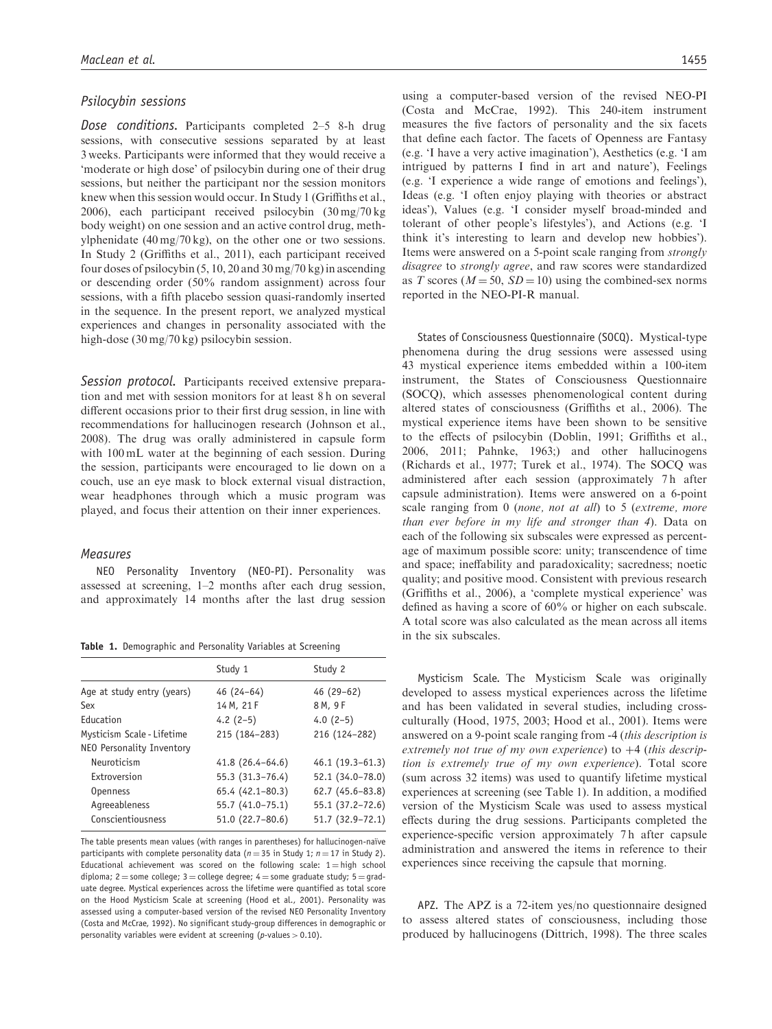### *Psilocybin sessions*

*Dose conditions.* Participants completed 2–5 8-h drug sessions, with consecutive sessions separated by at least 3 weeks. Participants were informed that they would receive a 'moderate or high dose' of psilocybin during one of their drug sessions, but neither the participant nor the session monitors knew when this session would occur. In Study 1 (Griffiths et al., 2006), each participant received psilocybin (30 mg/70 kg body weight) on one session and an active control drug, methylphenidate (40 mg/70 kg), on the other one or two sessions. In Study 2 (Griffiths et al., 2011), each participant received four doses of psilocybin (5, 10, 20 and 30 mg/70 kg) in ascending or descending order (50% random assignment) across four sessions, with a fifth placebo session quasi-randomly inserted in the sequence. In the present report, we analyzed mystical experiences and changes in personality associated with the high-dose (30 mg/70 kg) psilocybin session.

*Session protocol.* Participants received extensive preparation and met with session monitors for at least 8 h on several different occasions prior to their first drug session, in line with recommendations for hallucinogen research (Johnson et al., 2008). The drug was orally administered in capsule form with 100 mL water at the beginning of each session. During the session, participants were encouraged to lie down on a couch, use an eye mask to block external visual distraction, wear headphones through which a music program was played, and focus their attention on their inner experiences.

### *Measures*

NEO Personality Inventory (NEO-PI). Personality was assessed at screening, 1–2 months after each drug session, and approximately 14 months after the last drug session using a computer-based version of the revised NEO-PI (Costa and McCrae, 1992). This 240-item instrument measures the five factors of personality and the six facets that define each factor. The facets of Openness are Fantasy (e.g. 'I have a very active imagination'), Aesthetics (e.g. 'I am intrigued by patterns I find in art and nature'), Feelings (e.g. 'I experience a wide range of emotions and feelings'), Ideas (e.g. 'I often enjoy playing with theories or abstract ideas'), Values (e.g. 'I consider myself broad-minded and tolerant of other people's lifestyles'), and Actions (e.g. 'I think it's interesting to learn and develop new hobbies'). Items were answered on a 5-point scale ranging from *strongly disagree* to *strongly agree*, and raw scores were standardized as *T* scores ($M = 50$, $SD = 10$) using the combined-sex norms reported in the NEO-PI-R manual.

**Table 1.** Demographic and Personality Variables at Screening

| | Study 1 | Study 2 |
|---|---|---|
| Age at study entry (years) | 46 (24–64) | 46 (29–62) |
| Sex | 14 M, 21 F | 8 M, 9 F |
| Education | 4.2 (2–5) | 4.0 (2–5) |
| Mysticism Scale - Lifetime | 215 (184–283) | 216 (124–282) |
| NEO Personality Inventory | | |
| Neuroticism | 41.8 (26.4–64.6) | 46.1 (19.3–61.3) |
| Extroversion | 55.3 (31.3–76.4) | 52.1 (34.0–78.0) |
| Openness | 65.4 (42.1–80.3) | 62.7 (45.6–83.8) |
| Agreeableness | 55.7 (41.0–75.1) | 55.1 (37.2–72.6) |
| Conscientiousness | 51.0 (22.7–80.6) | 51.7 (32.9–72.1) |

The table presents mean values (with ranges in parentheses) for hallucinogen-naïve participants with complete personality data ($n = 35$ in Study 1; $n = 17$ in Study 2). Educational achievement was scored on the following scale: 1 = high school diploma; 2 = some college; 3 = college degree; 4 = some graduate study; 5 = graduate degree. Mystical experiences across the lifetime were quantified as total score on the Hood Mysticism Scale at screening (Hood et al., 2001). Personality was assessed using a computer-based version of the revised NEO Personality Inventory (Costa and McCrae, 1992). No significant study-group differences in demographic or personality variables were evident at screening (*p*-values > 0.10).

States of Consciousness Questionnaire (SOCQ). Mystical-type phenomena during the drug sessions were assessed using 43 mystical experience items embedded within a 100-item instrument, the States of Consciousness Questionnaire (SOCQ), which assesses phenomenological content during altered states of consciousness (Griffiths et al., 2006). The mystical experience items have been shown to be sensitive to the effects of psilocybin (Doblin, 1991; Griffiths et al., 2006, 2011; Pahnke, 1963;) and other hallucinogens (Richards et al., 1977; Turek et al., 1974). The SOCQ was administered after each session (approximately 7 h after capsule administration). Items were answered on a 6-point scale ranging from 0 (*none, not at all*) to 5 (*extreme, more than ever before in my life and stronger than 4*). Data on each of the following six subscales were expressed as percentage of maximum possible score: unity; transcendence of time and space; ineffability and paradoxicality; sacredness; noetic quality; and positive mood. Consistent with previous research (Griffiths et al., 2006), a 'complete mystical experience' was defined as having a score of 60% or higher on each subscale. A total score was also calculated as the mean across all items in the six subscales.

Mysticism Scale. The Mysticism Scale was originally developed to assess mystical experiences across the lifetime and has been validated in several studies, including cross-culturally (Hood, 1975, 2003; Hood et al., 2001). Items were answered on a 9-point scale ranging from -4 (*this description is extremely not true of my own experience*) to +4 (*this description is extremely true of my own experience*). Total score (sum across 32 items) was used to quantify lifetime mystical experiences at screening (see Table 1). In addition, a modified version of the Mysticism Scale was used to assess mystical effects during the drug sessions. Participants completed the experience-specific version approximately 7 h after capsule administration and answered the items in reference to their experiences since receiving the capsule that morning.

APZ. The APZ is a 72-item yes/no questionnaire designed to assess altered states of consciousness, including those produced by hallucinogens (Dittrich, 1998). The three scales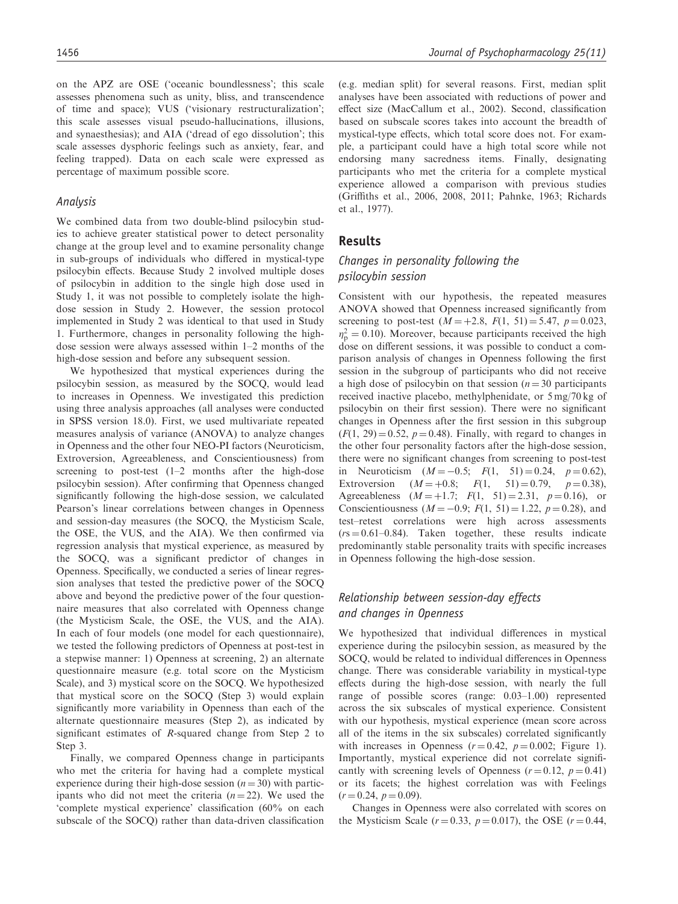on the APZ are OSE ('oceanic boundlessness'; this scale assesses phenomena such as unity, bliss, and transcendence of time and space); VUS ('visionary restructuralization'; this scale assesses visual pseudo-hallucinations, illusions, and synaesthesias); and AIA ('dread of ego dissolution'; this scale assesses dysphoric feelings such as anxiety, fear, and feeling trapped). Data on each scale were expressed as percentage of maximum possible score.

### *Analysis*

We combined data from two double-blind psilocybin studies to achieve greater statistical power to detect personality change at the group level and to examine personality change in sub-groups of individuals who differed in mystical-type psilocybin effects. Because Study 2 involved multiple doses of psilocybin in addition to the single high dose used in Study 1, it was not possible to completely isolate the high-dose session in Study 2. However, the session protocol implemented in Study 2 was identical to that used in Study 1. Furthermore, changes in personality following the high-dose session were always assessed within 1–2 months of the high-dose session and before any subsequent session.

We hypothesized that mystical experiences during the psilocybin session, as measured by the SOCQ, would lead to increases in Openness. We investigated this prediction using three analysis approaches (all analyses were conducted in SPSS version 18.0). First, we used multivariate repeated measures analysis of variance (ANOVA) to analyze changes in Openness and the other four NEO-PI factors (Neuroticism, Extroversion, Agreeableness, and Conscientiousness) from screening to post-test (1–2 months after the high-dose psilocybin session). After confirming that Openness changed significantly following the high-dose session, we calculated Pearson's linear correlations between changes in Openness and session-day measures (the SOCQ, the Mysticism Scale, the OSE, the VUS, and the AIA). We then confirmed via regression analysis that mystical experience, as measured by the SOCQ, was a significant predictor of changes in Openness. Specifically, we conducted a series of linear regression analyses that tested the predictive power of the SOCQ above and beyond the predictive power of the four questionnaire measures that also correlated with Openness change (the Mysticism Scale, the OSE, the VUS, and the AIA). In each of four models (one model for each questionnaire), we tested the following predictors of Openness at post-test in a stepwise manner: 1) Openness at screening, 2) an alternate questionnaire measure (e.g. total score on the Mysticism Scale), and 3) mystical score on the SOCQ. We hypothesized that mystical score on the SOCQ (Step 3) would explain significantly more variability in Openness than each of the alternate questionnaire measures (Step 2), as indicated by significant estimates of *R*-squared change from Step 2 to Step 3.

Finally, we compared Openness change in participants who met the criteria for having had a complete mystical experience during their high-dose session ($n = 30$) with participants who did not meet the criteria ($n = 22$). We used the 'complete mystical experience' classification (60% on each subscale of the SOCQ) rather than data-driven classification (e.g. median split) for several reasons. First, median split analyses have been associated with reductions of power and effect size (MacCallum et al., 2002). Second, classification based on subscale scores takes into account the breadth of mystical-type effects, which total score does not. For example, a participant could have a high total score while not endorsing many sacredness items. Finally, designating participants who met the criteria for a complete mystical experience allowed a comparison with previous studies (Griffiths et al., 2006, 2008, 2011; Pahnke, 1963; Richards et al., 1977).

## Results

### *Changes in personality following the psilocybin session*

Consistent with our hypothesis, the repeated measures ANOVA showed that Openness increased significantly from screening to post-test ($M = +2.8$, $F(1, 51) = 5.47$, $p = 0.023$, $\eta_p^2 = 0.10$). Moreover, because participants received the high dose on different sessions, it was possible to conduct a comparison analysis of changes in Openness following the first session in the subgroup of participants who did not receive a high dose of psilocybin on that session ($n = 30$ participants received inactive placebo, methylphenidate, or 5 mg/70 kg of psilocybin on their first session). There were no significant changes in Openness after the first session in this subgroup ($F(1, 29) = 0.52$, $p = 0.48$). Finally, with regard to changes in the other four personality factors after the high-dose session, there were no significant changes from screening to post-test in Neuroticism ($M = -0.5$; $F(1, 51) = 0.24$, $p = 0.62$), Extroversion ($M = +0.8$; $F(1, 51) = 0.79$, $p = 0.38$), Agreeableness ($M = +1.7$; $F(1, 51) = 2.31$, $p = 0.16$), or Conscientiousness ($M = -0.9$; $F(1, 51) = 1.22$, $p = 0.28$), and test–retest correlations were high across assessments ($rs = 0.61$–$0.84$). Taken together, these results indicate predominantly stable personality traits with specific increases in Openness following the high-dose session.

### *Relationship between session-day effects and changes in Openness*

We hypothesized that individual differences in mystical experience during the psilocybin session, as measured by the SOCQ, would be related to individual differences in Openness change. There was considerable variability in mystical-type effects during the high-dose session, with nearly the full range of possible scores (range: 0.03–1.00) represented across the six subscales of mystical experience. Consistent with our hypothesis, mystical experience (mean score across all of the items in the six subscales) correlated significantly with increases in Openness ($r = 0.42$, $p = 0.002$; Figure 1). Importantly, mystical experience did not correlate significantly with screening levels of Openness ($r = 0.12$, $p = 0.41$) or its facets; the highest correlation was with Feelings ($r = 0.24$, $p = 0.09$).

Changes in Openness were also correlated with scores on the Mysticism Scale ($r = 0.33$, $p = 0.017$), the OSE ($r = 0.44$,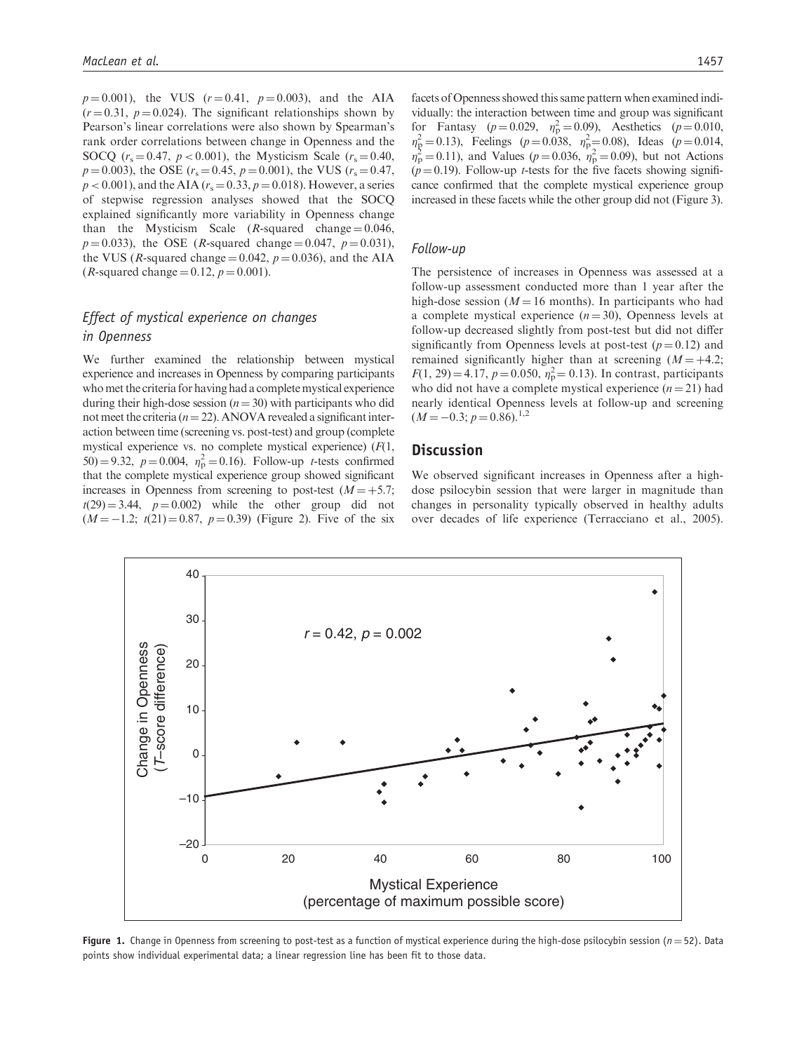$p = 0.001$), the VUS ($r = 0.41$, $p = 0.003$), and the AIA ($r = 0.31$, $p = 0.024$). The significant relationships shown by Pearson's linear correlations were also shown by Spearman's rank order correlations between change in Openness and the SOCQ ($r_s = 0.47$, $p < 0.001$), the Mysticism Scale ($r_s = 0.40$, $p = 0.003$), the OSE ($r_s = 0.45$, $p = 0.001$), the VUS ($r_s = 0.47$, $p < 0.001$), and the AIA ($r_s = 0.33$, $p = 0.018$). However, a series of stepwise regression analyses showed that the SOCQ explained significantly more variability in Openness change than the Mysticism Scale ($R$-squared change $= 0.046$, $p = 0.033$), the OSE ($R$-squared change $= 0.047$, $p = 0.031$), the VUS ($R$-squared change $= 0.042$, $p = 0.036$), and the AIA ($R$-squared change $= 0.12$, $p = 0.001$).

### *Effect of mystical experience on changes in Openness*

We further examined the relationship between mystical experience and increases in Openness by comparing participants who met the criteria for having had a complete mystical experience during their high-dose session ($n = 30$) with participants who did not meet the criteria ($n = 22$). ANOVA revealed a significant interaction between time (screening vs. post-test) and group (complete mystical experience vs. no complete mystical experience) ($F(1, 50) = 9.32$, $p = 0.004$, $\eta_p^2 = 0.16$). Follow-up $t$-tests confirmed that the complete mystical experience group showed significant increases in Openness from screening to post-test ($M = +5.7$; $t(29) = 3.44$, $p = 0.002$) while the other group did not ($M = -1.2$; $t(21) = 0.87$, $p = 0.39$) (Figure 2). Five of the six facets of Openness showed this same pattern when examined individually: the interaction between time and group was significant for Fantasy ($p = 0.029$, $\eta_p^2 = 0.09$), Aesthetics ($p = 0.010$, $\eta_p^2 = 0.13$), Feelings ($p = 0.038$, $\eta_p^2 = 0.08$), Ideas ($p = 0.014$, $\eta_p^2 = 0.11$), and Values ($p = 0.036$, $\eta_p^2 = 0.09$), but not Actions ($p = 0.19$). Follow-up $t$-tests for the five facets showing significance confirmed that the complete mystical experience group increased in these facets while the other group did not (Figure 3).

### *Follow-up*

The persistence of increases in Openness was assessed at a follow-up assessment conducted more than 1 year after the high-dose session ($M = 16$ months). In participants who had a complete mystical experience ($n = 30$), Openness levels at follow-up decreased slightly from post-test but did not differ significantly from Openness levels at post-test ($p = 0.12$) and remained significantly higher than at screening ($M = +4.2$; $F(1, 29) = 4.17$, $p = 0.050$, $\eta_p^2 = 0.13$). In contrast, participants who did not have a complete mystical experience ($n = 21$) had nearly identical Openness levels at follow-up and screening ($M = -0.3$; $p = 0.86$).[1,2]

## Discussion

We observed significant increases in Openness after a high-dose psilocybin session that were larger in magnitude than changes in personality typically observed in healthy adults over decades of life experience (Terracciano et al., 2005).

**Figure 1.** Change in Openness from screening to post-test as a function of mystical experience during the high-dose psilocybin session ($n = 52$). Data points show individual experimental data; a linear regression line has been fit to those data.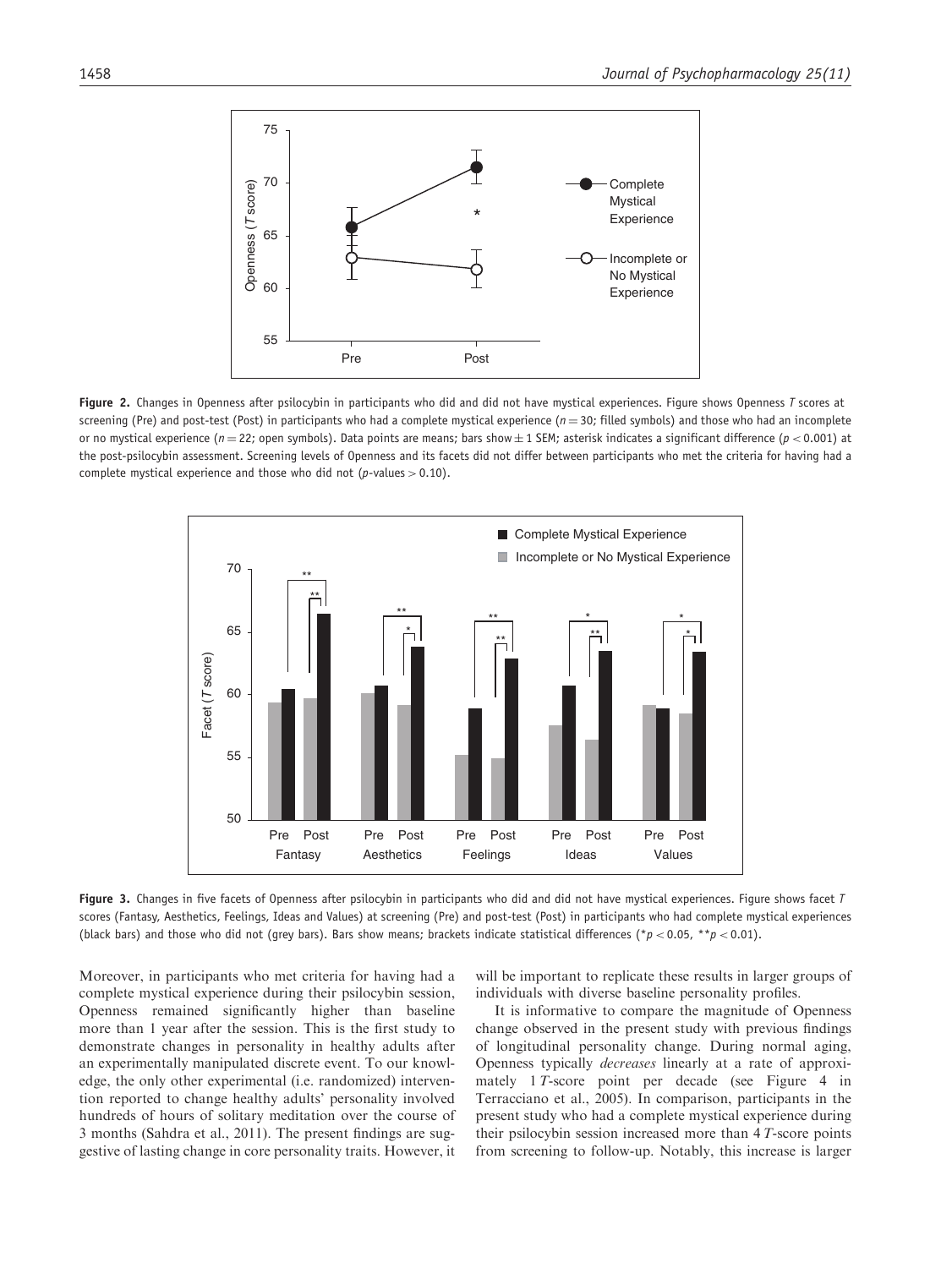**Figure 2.** Changes in Openness after psilocybin in participants who did and did not have mystical experiences. Figure shows Openness *T* scores at screening (Pre) and post-test (Post) in participants who had a complete mystical experience ($n = 30$; filled symbols) and those who had an incomplete or no mystical experience ($n = 22$; open symbols). Data points are means; bars show $\pm$ 1 SEM; asterisk indicates a significant difference ($p < 0.001$) at the post-psilocybin assessment. Screening levels of Openness and its facets did not differ between participants who met the criteria for having had a complete mystical experience and those who did not ($p$-values $> 0.10$).

**Figure 3.** Changes in five facets of Openness after psilocybin in participants who did and did not have mystical experiences. Figure shows facet *T* scores (Fantasy, Aesthetics, Feelings, Ideas and Values) at screening (Pre) and post-test (Post) in participants who had complete mystical experiences (black bars) and those who did not (grey bars). Bars show means; brackets indicate statistical differences ($*p < 0.05$, $**p < 0.01$).

Moreover, in participants who met criteria for having had a complete mystical experience during their psilocybin session, Openness remained significantly higher than baseline more than 1 year after the session. This is the first study to demonstrate changes in personality in healthy adults after an experimentally manipulated discrete event. To our knowledge, the only other experimental (i.e. randomized) intervention reported to change healthy adults' personality involved hundreds of hours of solitary meditation over the course of 3 months (Sahdra et al., 2011). The present findings are suggestive of lasting change in core personality traits. However, it will be important to replicate these results in larger groups of individuals with diverse baseline personality profiles.

It is informative to compare the magnitude of Openness change observed in the present study with previous findings of longitudinal personality change. During normal aging, Openness typically *decreases* linearly at a rate of approximately 1 *T*-score point per decade (see Figure 4 in Terracciano et al., 2005). In comparison, participants in the present study who had a complete mystical experience during their psilocybin session increased more than 4 *T*-score points from screening to follow-up. Notably, this increase is larger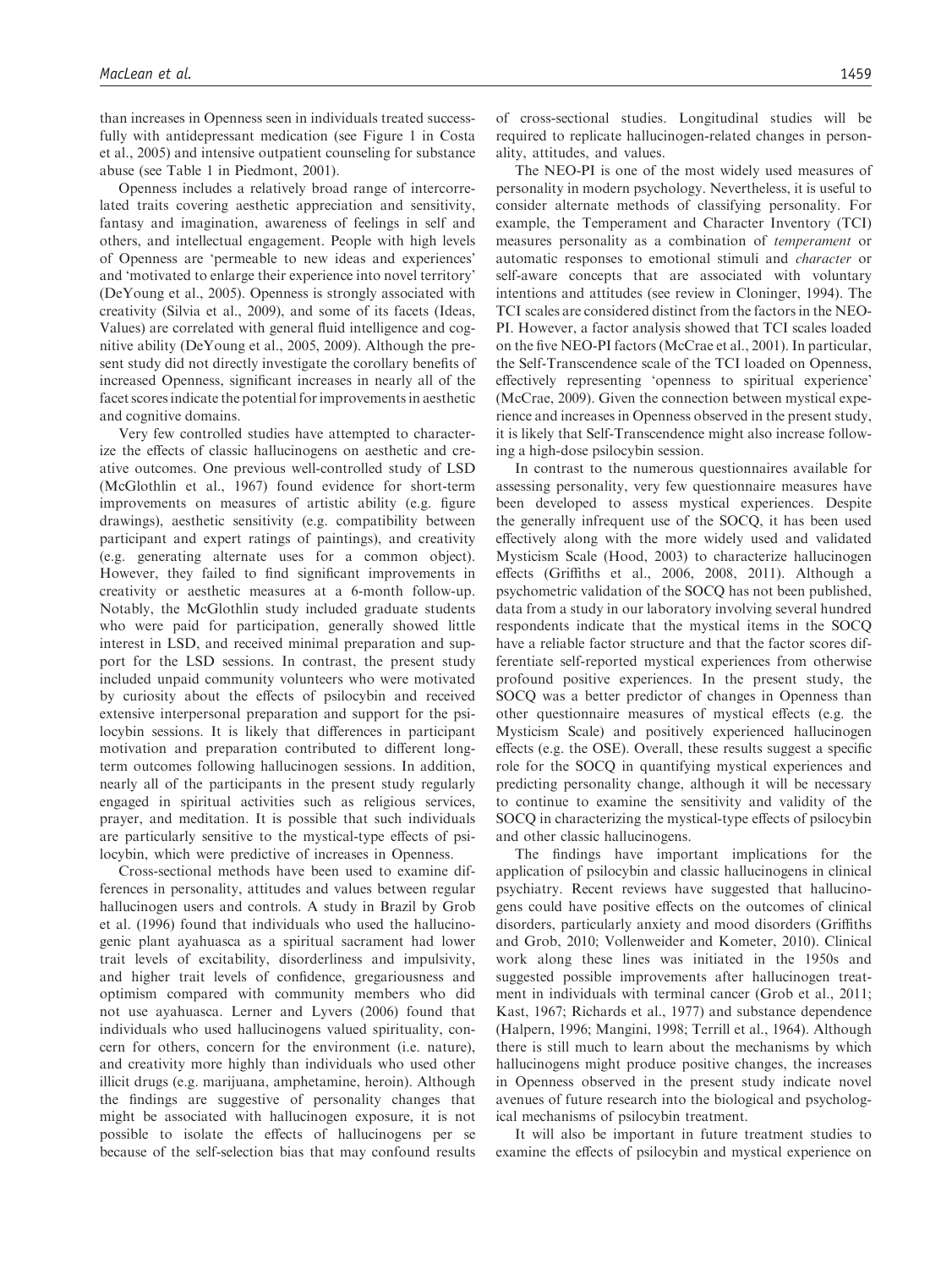than increases in Openness seen in individuals treated successfully with antidepressant medication (see Figure 1 in Costa et al., 2005) and intensive outpatient counseling for substance abuse (see Table 1 in Piedmont, 2001).

Openness includes a relatively broad range of intercorrelated traits covering aesthetic appreciation and sensitivity, fantasy and imagination, awareness of feelings in self and others, and intellectual engagement. People with high levels of Openness are 'permeable to new ideas and experiences' and 'motivated to enlarge their experience into novel territory' (DeYoung et al., 2005). Openness is strongly associated with creativity (Silvia et al., 2009), and some of its facets (Ideas, Values) are correlated with general fluid intelligence and cognitive ability (DeYoung et al., 2005, 2009). Although the present study did not directly investigate the corollary benefits of increased Openness, significant increases in nearly all of the facet scores indicate the potential for improvements in aesthetic and cognitive domains.

Very few controlled studies have attempted to characterize the effects of classic hallucinogens on aesthetic and creative outcomes. One previous well-controlled study of LSD (McGlothlin et al., 1967) found evidence for short-term improvements on measures of artistic ability (e.g. figure drawings), aesthetic sensitivity (e.g. compatibility between participant and expert ratings of paintings), and creativity (e.g. generating alternate uses for a common object). However, they failed to find significant improvements in creativity or aesthetic measures at a 6-month follow-up. Notably, the McGlothlin study included graduate students who were paid for participation, generally showed little interest in LSD, and received minimal preparation and support for the LSD sessions. In contrast, the present study included unpaid community volunteers who were motivated by curiosity about the effects of psilocybin and received extensive interpersonal preparation and support for the psilocybin sessions. It is likely that differences in participant motivation and preparation contributed to different long-term outcomes following hallucinogen sessions. In addition, nearly all of the participants in the present study regularly engaged in spiritual activities such as religious services, prayer, and meditation. It is possible that such individuals are particularly sensitive to the mystical-type effects of psilocybin, which were predictive of increases in Openness.

Cross-sectional methods have been used to examine differences in personality, attitudes and values between regular hallucinogen users and controls. A study in Brazil by Grob et al. (1996) found that individuals who used the hallucinogenic plant ayahuasca as a spiritual sacrament had lower trait levels of excitability, disorderliness and impulsivity, and higher trait levels of confidence, gregariousness and optimism compared with community members who did not use ayahuasca. Lerner and Lyvers (2006) found that individuals who used hallucinogens valued spirituality, concern for others, concern for the environment (i.e. nature), and creativity more highly than individuals who used other illicit drugs (e.g. marijuana, amphetamine, heroin). Although the findings are suggestive of personality changes that might be associated with hallucinogen exposure, it is not possible to isolate the effects of hallucinogens per se because of the self-selection bias that may confound results of cross-sectional studies. Longitudinal studies will be required to replicate hallucinogen-related changes in personality, attitudes, and values.

The NEO-PI is one of the most widely used measures of personality in modern psychology. Nevertheless, it is useful to consider alternate methods of classifying personality. For example, the Temperament and Character Inventory (TCI) measures personality as a combination of *temperament* or automatic responses to emotional stimuli and *character* or self-aware concepts that are associated with voluntary intentions and attitudes (see review in Cloninger, 1994). The TCI scales are considered distinct from the factors in the NEO-PI. However, a factor analysis showed that TCI scales loaded on the five NEO-PI factors (McCrae et al., 2001). In particular, the Self-Transcendence scale of the TCI loaded on Openness, effectively representing 'openness to spiritual experience' (McCrae, 2009). Given the connection between mystical experience and increases in Openness observed in the present study, it is likely that Self-Transcendence might also increase following a high-dose psilocybin session.

In contrast to the numerous questionnaires available for assessing personality, very few questionnaire measures have been developed to assess mystical experiences. Despite the generally infrequent use of the SOCQ, it has been used effectively along with the more widely used and validated Mysticism Scale (Hood, 2003) to characterize hallucinogen effects (Griffiths et al., 2006, 2008, 2011). Although a psychometric validation of the SOCQ has not been published, data from a study in our laboratory involving several hundred respondents indicate that the mystical items in the SOCQ have a reliable factor structure and that the factor scores differentiate self-reported mystical experiences from otherwise profound positive experiences. In the present study, the SOCQ was a better predictor of changes in Openness than other questionnaire measures of mystical effects (e.g. the Mysticism Scale) and positively experienced hallucinogen effects (e.g. the OSE). Overall, these results suggest a specific role for the SOCQ in quantifying mystical experiences and predicting personality change, although it will be necessary to continue to examine the sensitivity and validity of the SOCQ in characterizing the mystical-type effects of psilocybin and other classic hallucinogens.

The findings have important implications for the application of psilocybin and classic hallucinogens in clinical psychiatry. Recent reviews have suggested that hallucinogens could have positive effects on the outcomes of clinical disorders, particularly anxiety and mood disorders (Griffiths and Grob, 2010; Vollenweider and Kometer, 2010). Clinical work along these lines was initiated in the 1950s and suggested possible improvements after hallucinogen treatment in individuals with terminal cancer (Grob et al., 2011; Kast, 1967; Richards et al., 1977) and substance dependence (Halpern, 1996; Mangini, 1998; Terrill et al., 1964). Although there is still much to learn about the mechanisms by which hallucinogens might produce positive changes, the increases in Openness observed in the present study indicate novel avenues of future research into the biological and psychological mechanisms of psilocybin treatment.

It will also be important in future treatment studies to examine the effects of psilocybin and mystical experience on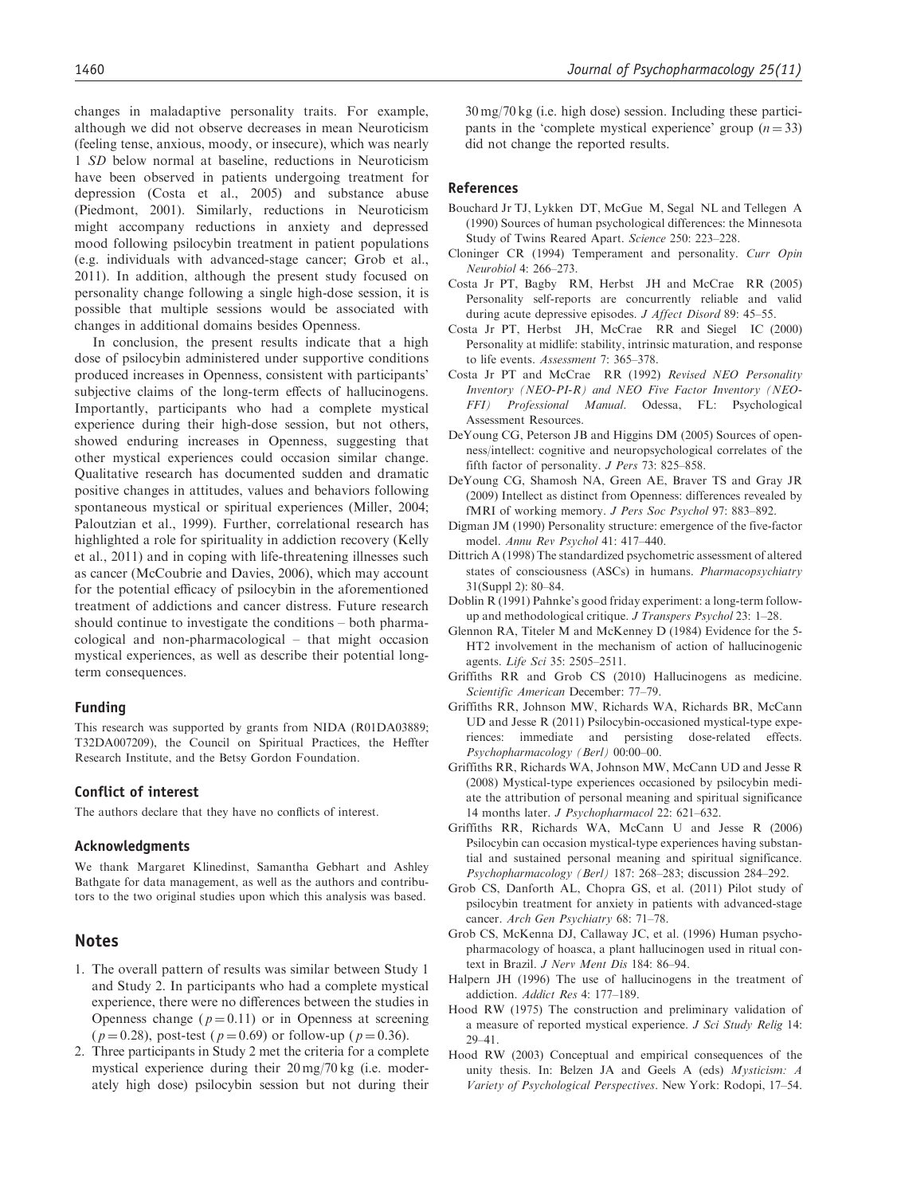changes in maladaptive personality traits. For example, although we did not observe decreases in mean Neuroticism (feeling tense, anxious, moody, or insecure), which was nearly 1 *SD* below normal at baseline, reductions in Neuroticism have been observed in patients undergoing treatment for depression (Costa et al., 2005) and substance abuse (Piedmont, 2001). Similarly, reductions in Neuroticism might accompany reductions in anxiety and depressed mood following psilocybin treatment in patient populations (e.g. individuals with advanced-stage cancer; Grob et al., 2011). In addition, although the present study focused on personality change following a single high-dose session, it is possible that multiple sessions would be associated with changes in additional domains besides Openness.

In conclusion, the present results indicate that a high dose of psilocybin administered under supportive conditions produced increases in Openness, consistent with participants' subjective claims of the long-term effects of hallucinogens. Importantly, participants who had a complete mystical experience during their high-dose session, but not others, showed enduring increases in Openness, suggesting that other mystical experiences could occasion similar change. Qualitative research has documented sudden and dramatic positive changes in attitudes, values and behaviors following spontaneous mystical or spiritual experiences (Miller, 2004; Paloutzian et al., 1999). Further, correlational research has highlighted a role for spirituality in addiction recovery (Kelly et al., 2011) and in coping with life-threatening illnesses such as cancer (McCoubrie and Davies, 2006), which may account for the potential efficacy of psilocybin in the aforementioned treatment of addictions and cancer distress. Future research should continue to investigate the conditions – both pharmacological and non-pharmacological – that might occasion mystical experiences, as well as describe their potential long-term consequences.

### Funding

This research was supported by grants from NIDA (R01DA03889; T32DA007209), the Council on Spiritual Practices, the Heffter Research Institute, and the Betsy Gordon Foundation.

### Conflict of interest

The authors declare that they have no conflicts of interest.

### Acknowledgments

We thank Margaret Klinedinst, Samantha Gebhart and Ashley Bathgate for data management, as well as the authors and contributors to the two original studies upon which this analysis was based.

## Notes

1. The overall pattern of results was similar between Study 1 and Study 2. In participants who had a complete mystical experience, there were no differences between the studies in Openness change ($p = 0.11$) or in Openness at screening ($p = 0.28$), post-test ($p = 0.69$) or follow-up ($p = 0.36$).
2. Three participants in Study 2 met the criteria for a complete mystical experience during their 20 mg/70 kg (i.e. moderately high dose) psilocybin session but not during their 30 mg/70 kg (i.e. high dose) session. Including these participants in the 'complete mystical experience' group ($n = 33$) did not change the reported results.

### References

Bouchard Jr TJ, Lykken DT, McGue M, Segal NL and Tellegen A (1990) Sources of human psychological differences: the Minnesota Study of Twins Reared Apart. *Science* 250: 223–228.

Cloninger CR (1994) Temperament and personality. *Curr Opin Neurobiol* 4: 266–273.

Costa Jr PT, Bagby RM, Herbst JH and McCrae RR (2005) Personality self-reports are concurrently reliable and valid during acute depressive episodes. *J Affect Disord* 89: 45–55.

Costa Jr PT, Herbst JH, McCrae RR and Siegel IC (2000) Personality at midlife: stability, intrinsic maturation, and response to life events. *Assessment* 7: 365–378.

Costa Jr PT and McCrae RR (1992) *Revised NEO Personality Inventory (NEO-PI-R) and NEO Five Factor Inventory (NEO-FFI) Professional Manual*. Odessa, FL: Psychological Assessment Resources.

DeYoung CG, Peterson JB and Higgins DM (2005) Sources of openness/intellect: cognitive and neuropsychological correlates of the fifth factor of personality. *J Pers* 73: 825–858.

DeYoung CG, Shamosh NA, Green AE, Braver TS and Gray JR (2009) Intellect as distinct from Openness: differences revealed by fMRI of working memory. *J Pers Soc Psychol* 97: 883–892.

Digman JM (1990) Personality structure: emergence of the five-factor model. *Annu Rev Psychol* 41: 417–440.

Dittrich A (1998) The standardized psychometric assessment of altered states of consciousness (ASCs) in humans. *Pharmacopsychiatry* 31(Suppl 2): 80–84.

Doblin R (1991) Pahnke's good friday experiment: a long-term follow-up and methodological critique. *J Transpers Psychol* 23: 1–28.

Glennon RA, Titeler M and McKenney D (1984) Evidence for the 5-HT2 involvement in the mechanism of action of hallucinogenic agents. *Life Sci* 35: 2505–2511.

Griffiths RR and Grob CS (2010) Hallucinogens as medicine. *Scientific American* December: 77–79.

Griffiths RR, Johnson MW, Richards WA, Richards BR, McCann UD and Jesse R (2011) Psilocybin-occasioned mystical-type experiences: immediate and persisting dose-related effects. *Psychopharmacology (Berl)* 00:00–00.

Griffiths RR, Richards WA, Johnson MW, McCann UD and Jesse R (2008) Mystical-type experiences occasioned by psilocybin mediate the attribution of personal meaning and spiritual significance 14 months later. *J Psychopharmacol* 22: 621–632.

Griffiths RR, Richards WA, McCann U and Jesse R (2006) Psilocybin can occasion mystical-type experiences having substantial and sustained personal meaning and spiritual significance. *Psychopharmacology (Berl)* 187: 268–283; discussion 284–292.

Grob CS, Danforth AL, Chopra GS, et al. (2011) Pilot study of psilocybin treatment for anxiety in patients with advanced-stage cancer. *Arch Gen Psychiatry* 68: 71–78.

Grob CS, McKenna DJ, Callaway JC, et al. (1996) Human psychopharmacology of hoasca, a plant hallucinogen used in ritual context in Brazil. *J Nerv Ment Dis* 184: 86–94.

Halpern JH (1996) The use of hallucinogens in the treatment of addiction. *Addict Res* 4: 177–189.

Hood RW (1975) The construction and preliminary validation of a measure of reported mystical experience. *J Sci Study Relig* 14: 29–41.

Hood RW (2003) Conceptual and empirical consequences of the unity thesis. In: Belzen JA and Geels A (eds) *Mysticism: A Variety of Psychological Perspectives*. New York: Rodopi, 17–54.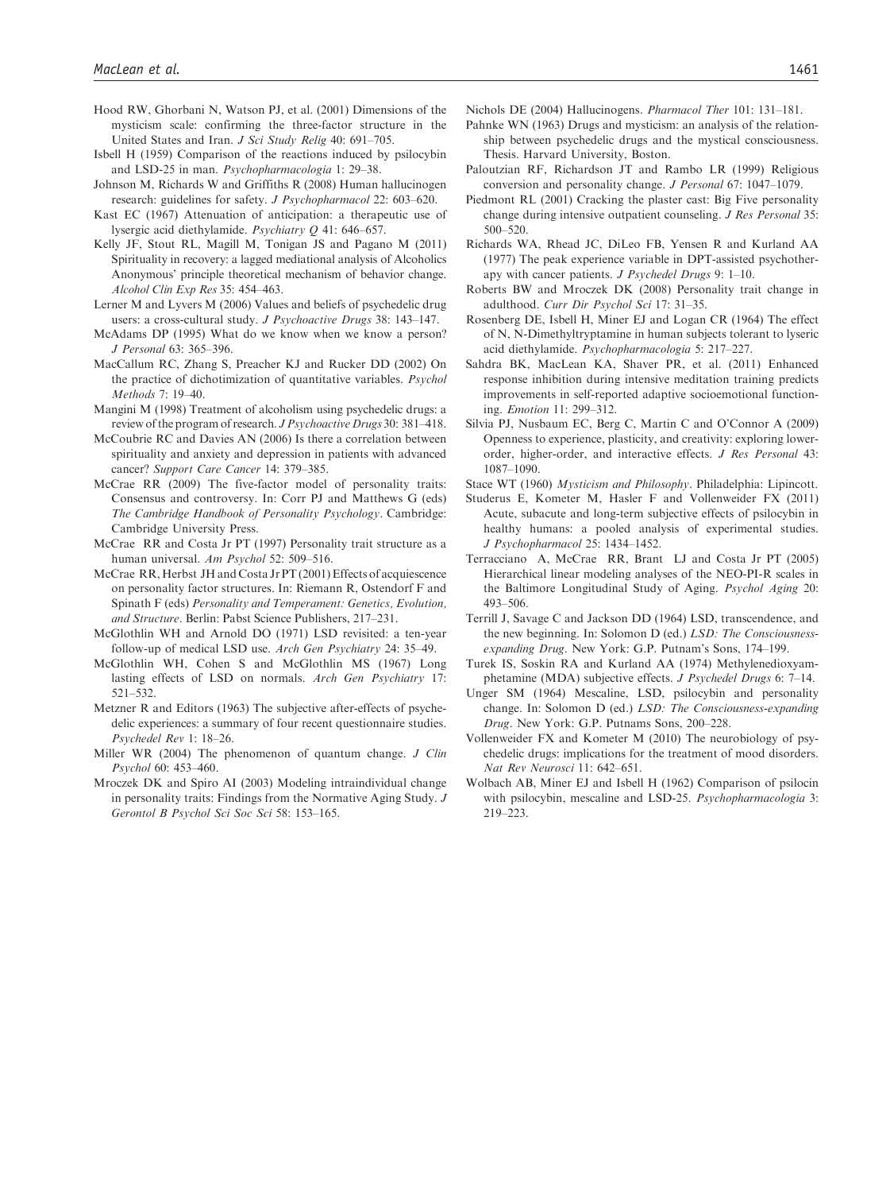Hood RW, Ghorbani N, Watson PJ, et al. (2001) Dimensions of the mysticism scale: confirming the three-factor structure in the United States and Iran. *J Sci Study Relig* 40: 691–705.

Isbell H (1959) Comparison of the reactions induced by psilocybin and LSD-25 in man. *Psychopharmacologia* 1: 29–38.

Johnson M, Richards W and Griffiths R (2008) Human hallucinogen research: guidelines for safety. *J Psychopharmacol* 22: 603–620.

Kast EC (1967) Attenuation of anticipation: a therapeutic use of lysergic acid diethylamide. *Psychiatry Q* 41: 646–657.

Kelly JF, Stout RL, Magill M, Tonigan JS and Pagano M (2011) Spirituality in recovery: a lagged mediational analysis of Alcoholics Anonymous' principle theoretical mechanism of behavior change. *Alcohol Clin Exp Res* 35: 454–463.

Lerner M and Lyvers M (2006) Values and beliefs of psychedelic drug users: a cross-cultural study. *J Psychoactive Drugs* 38: 143–147.

McAdams DP (1995) What do we know when we know a person? *J Personal* 63: 365–396.

MacCallum RC, Zhang S, Preacher KJ and Rucker DD (2002) On the practice of dichotimization of quantitative variables. *Psychol Methods* 7: 19–40.

Mangini M (1998) Treatment of alcoholism using psychedelic drugs: a review of the program of research. *J Psychoactive Drugs* 30: 381–418.

McCoubrie RC and Davies AN (2006) Is there a correlation between spirituality and anxiety and depression in patients with advanced cancer? *Support Care Cancer* 14: 379–385.

McCrae RR (2009) The five-factor model of personality traits: Consensus and controversy. In: Corr PJ and Matthews G (eds) *The Cambridge Handbook of Personality Psychology*. Cambridge: Cambridge University Press.

McCrae RR and Costa Jr PT (1997) Personality trait structure as a human universal. *Am Psychol* 52: 509–516.

McCrae RR, Herbst JH and Costa Jr PT (2001) Effects of acquiescence on personality factor structures. In: Riemann R, Ostendorf F and Spinath F (eds) *Personality and Temperament: Genetics, Evolution, and Structure*. Berlin: Pabst Science Publishers, 217–231.

McGlothlin WH and Arnold DO (1971) LSD revisited: a ten-year follow-up of medical LSD use. *Arch Gen Psychiatry* 24: 35–49.

McGlothlin WH, Cohen S and McGlothlin MS (1967) Long lasting effects of LSD on normals. *Arch Gen Psychiatry* 17: 521–532.

Metzner R and Editors (1963) The subjective after-effects of psychedelic experiences: a summary of four recent questionnaire studies. *Psychedel Rev* 1: 18–26.

Miller WR (2004) The phenomenon of quantum change. *J Clin Psychol* 60: 453–460.

Mroczek DK and Spiro AI (2003) Modeling intraindividual change in personality traits: Findings from the Normative Aging Study. *J Gerontol B Psychol Sci Soc Sci* 58: 153–165.

Nichols DE (2004) Hallucinogens. *Pharmacol Ther* 101: 131–181.

Pahnke WN (1963) Drugs and mysticism: an analysis of the relationship between psychedelic drugs and the mystical consciousness. Thesis. Harvard University, Boston.

Paloutzian RF, Richardson JT and Rambo LR (1999) Religious conversion and personality change. *J Personal* 67: 1047–1079.

Piedmont RL (2001) Cracking the plaster cast: Big Five personality change during intensive outpatient counseling. *J Res Personal* 35: 500–520.

Richards WA, Rhead JC, DiLeo FB, Yensen R and Kurland AA (1977) The peak experience variable in DPT-assisted psychotherapy with cancer patients. *J Psychedel Drugs* 9: 1–10.

Roberts BW and Mroczek DK (2008) Personality trait change in adulthood. *Curr Dir Psychol Sci* 17: 31–35.

Rosenberg DE, Isbell H, Miner EJ and Logan CR (1964) The effect of N, N-Dimethyltryptamine in human subjects tolerant to lyseric acid diethylamide. *Psychopharmacologia* 5: 217–227.

Sahdra BK, MacLean KA, Shaver PR, et al. (2011) Enhanced response inhibition during intensive meditation training predicts improvements in self-reported adaptive socioemotional functioning. *Emotion* 11: 299–312.

Silvia PJ, Nusbaum EC, Berg C, Martin C and O'Connor A (2009) Openness to experience, plasticity, and creativity: exploring lower-order, higher-order, and interactive effects. *J Res Personal* 43: 1087–1090.

Stace WT (1960) *Mysticism and Philosophy*. Philadelphia: Lipincott.

Studerus E, Kometer M, Hasler F and Vollenweider FX (2011) Acute, subacute and long-term subjective effects of psilocybin in healthy humans: a pooled analysis of experimental studies. *J Psychopharmacol* 25: 1434–1452.

Terracciano A, McCrae RR, Brant LJ and Costa Jr PT (2005) Hierarchical linear modeling analyses of the NEO-PI-R scales in the Baltimore Longitudinal Study of Aging. *Psychol Aging* 20: 493–506.

Terrill J, Savage C and Jackson DD (1964) LSD, transcendence, and the new beginning. In: Solomon D (ed.) *LSD: The Consciousness-expanding Drug*. New York: G.P. Putnam's Sons, 174–199.

Turek IS, Soskin RA and Kurland AA (1974) Methylenedioxyamphetamine (MDA) subjective effects. *J Psychedel Drugs* 6: 7–14.

Unger SM (1964) Mescaline, LSD, psilocybin and personality change. In: Solomon D (ed.) *LSD: The Consciousness-expanding Drug*. New York: G.P. Putnams Sons, 200–228.

Vollenweider FX and Kometer M (2010) The neurobiology of psychedelic drugs: implications for the treatment of mood disorders. *Nat Rev Neurosci* 11: 642–651.

Wolbach AB, Miner EJ and Isbell H (1962) Comparison of psilocin with psilocybin, mescaline and LSD-25. *Psychopharmacologia* 3: 219–223.